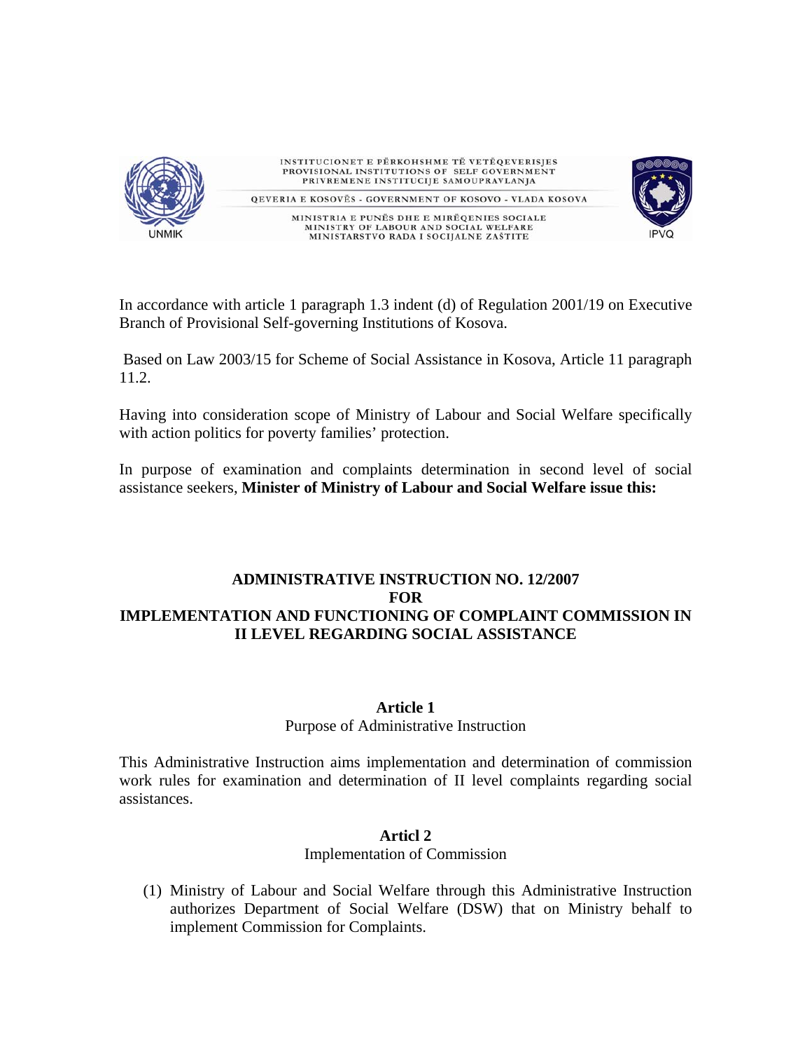INSTITUCIONET E PËRKOHSHME TË VETËQEVERISJES
PROVISIONAL INSTITUTIONS OF SELF GOVERNMENT
PRIVREMENE INSTITUCIJE SAMOUPRAVLANJA

QEVERIA E KOSOVËS - GOVERNMENT OF KOSOVO - VLADA KOSOVA

MINISTRIA E PUNËS DHE E MIRËQENIES SOCIALE
MINISTRY OF LABOUR AND SOCIAL WELFARE
MINISTARSTVO RADA I SOCIJALNE ZAŠTITE

In accordance with article 1 paragraph 1.3 indent (d) of Regulation 2001/19 on Executive Branch of Provisional Self-governing Institutions of Kosova.

Based on Law 2003/15 for Scheme of Social Assistance in Kosova, Article 11 paragraph 11.2.

Having into consideration scope of Ministry of Labour and Social Welfare specifically with action politics for poverty families' protection.

In purpose of examination and complaints determination in second level of social assistance seekers, **Minister of Ministry of Labour and Social Welfare issue this:**

# ADMINISTRATIVE INSTRUCTION NO. 12/2007 FOR IMPLEMENTATION AND FUNCTIONING OF COMPLAINT COMMISSION IN II LEVEL REGARDING SOCIAL ASSISTANCE

## Article 1
Purpose of Administrative Instruction

This Administrative Instruction aims implementation and determination of commission work rules for examination and determination of II level complaints regarding social assistances.

## Articl 2
Implementation of Commission

(1) Ministry of Labour and Social Welfare through this Administrative Instruction authorizes Department of Social Welfare (DSW) that on Ministry behalf to implement Commission for Complaints.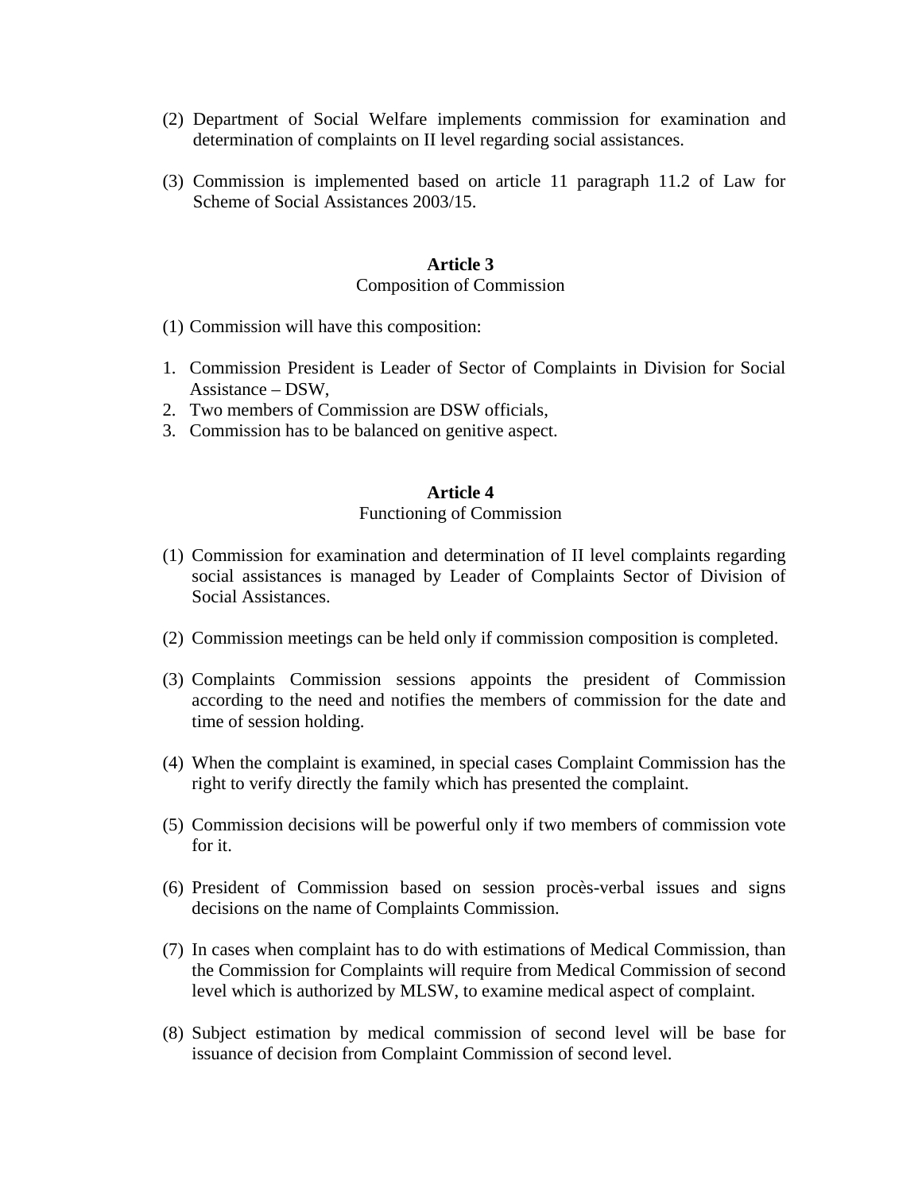(2) Department of Social Welfare implements commission for examination and determination of complaints on II level regarding social assistances.

(3) Commission is implemented based on article 11 paragraph 11.2 of Law for Scheme of Social Assistances 2003/15.

**Article 3**

Composition of Commission

(1) Commission will have this composition:

1. Commission President is Leader of Sector of Complaints in Division for Social Assistance – DSW,
2. Two members of Commission are DSW officials,
3. Commission has to be balanced on genitive aspect.

**Article 4**

Functioning of Commission

(1) Commission for examination and determination of II level complaints regarding social assistances is managed by Leader of Complaints Sector of Division of Social Assistances.

(2) Commission meetings can be held only if commission composition is completed.

(3) Complaints Commission sessions appoints the president of Commission according to the need and notifies the members of commission for the date and time of session holding.

(4) When the complaint is examined, in special cases Complaint Commission has the right to verify directly the family which has presented the complaint.

(5) Commission decisions will be powerful only if two members of commission vote for it.

(6) President of Commission based on session procès-verbal issues and signs decisions on the name of Complaints Commission.

(7) In cases when complaint has to do with estimations of Medical Commission, than the Commission for Complaints will require from Medical Commission of second level which is authorized by MLSW, to examine medical aspect of complaint.

(8) Subject estimation by medical commission of second level will be base for issuance of decision from Complaint Commission of second level.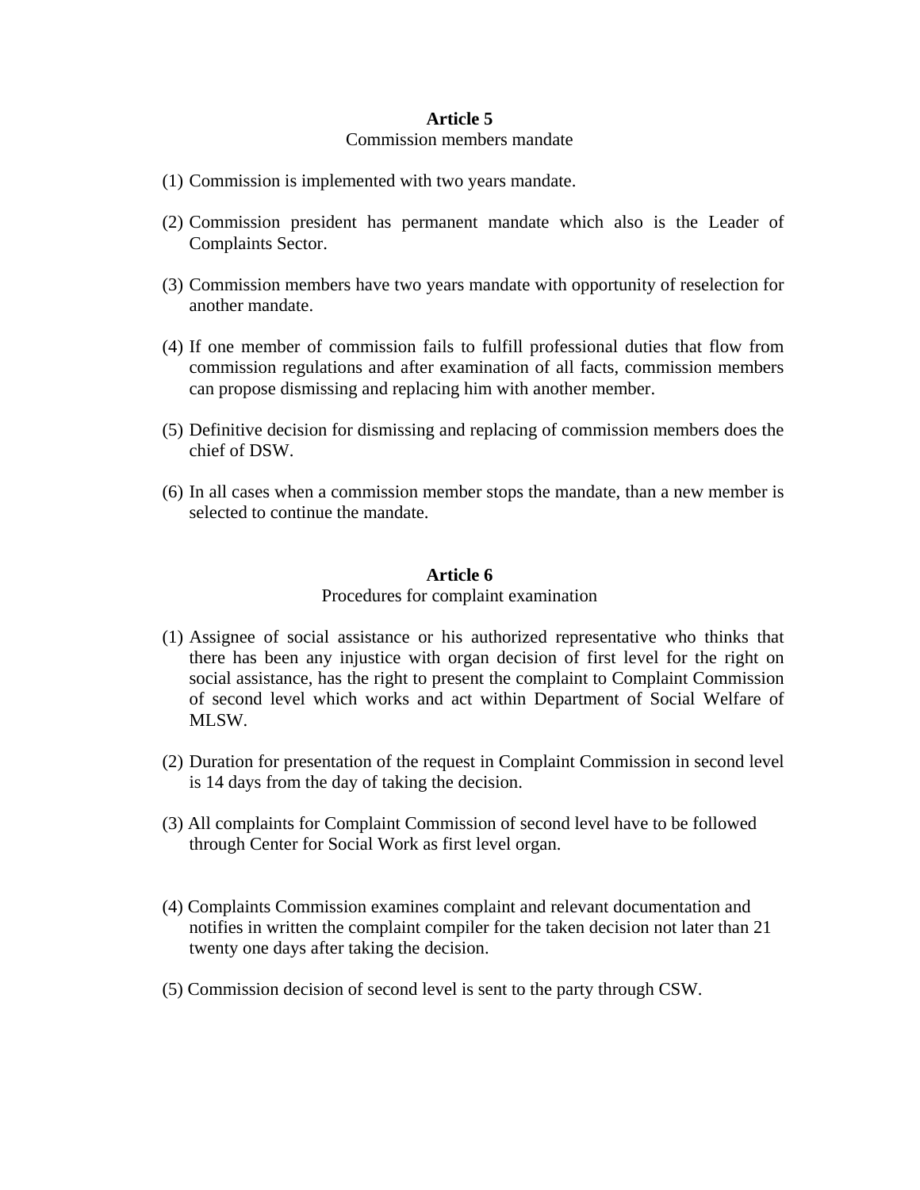## Article 5

Commission members mandate

(1) Commission is implemented with two years mandate.

(2) Commission president has permanent mandate which also is the Leader of Complaints Sector.

(3) Commission members have two years mandate with opportunity of reselection for another mandate.

(4) If one member of commission fails to fulfill professional duties that flow from commission regulations and after examination of all facts, commission members can propose dismissing and replacing him with another member.

(5) Definitive decision for dismissing and replacing of commission members does the chief of DSW.

(6) In all cases when a commission member stops the mandate, than a new member is selected to continue the mandate.

## Article 6

Procedures for complaint examination

(1) Assignee of social assistance or his authorized representative who thinks that there has been any injustice with organ decision of first level for the right on social assistance, has the right to present the complaint to Complaint Commission of second level which works and act within Department of Social Welfare of MLSW.

(2) Duration for presentation of the request in Complaint Commission in second level is 14 days from the day of taking the decision.

(3) All complaints for Complaint Commission of second level have to be followed through Center for Social Work as first level organ.

(4) Complaints Commission examines complaint and relevant documentation and notifies in written the complaint compiler for the taken decision not later than 21 twenty one days after taking the decision.

(5) Commission decision of second level is sent to the party through CSW.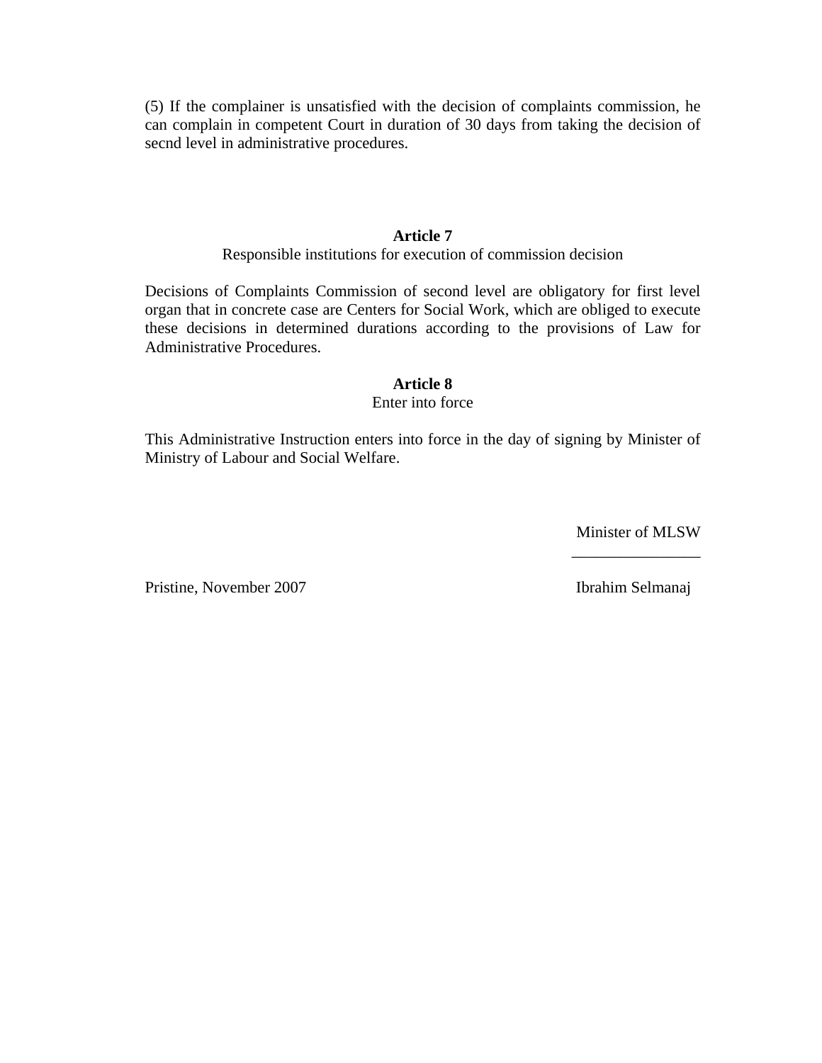(5) If the complainer is unsatisfied with the decision of complaints commission, he can complain in competent Court in duration of 30 days from taking the decision of secnd level in administrative procedures.

**Article 7**

Responsible institutions for execution of commission decision

Decisions of Complaints Commission of second level are obligatory for first level organ that in concrete case are Centers for Social Work, which are obliged to execute these decisions in determined durations according to the provisions of Law for Administrative Procedures.

**Article 8**

Enter into force

This Administrative Instruction enters into force in the day of signing by Minister of Ministry of Labour and Social Welfare.

Minister of MLSW

________________

Pristine, November 2007

Ibrahim Selmanaj